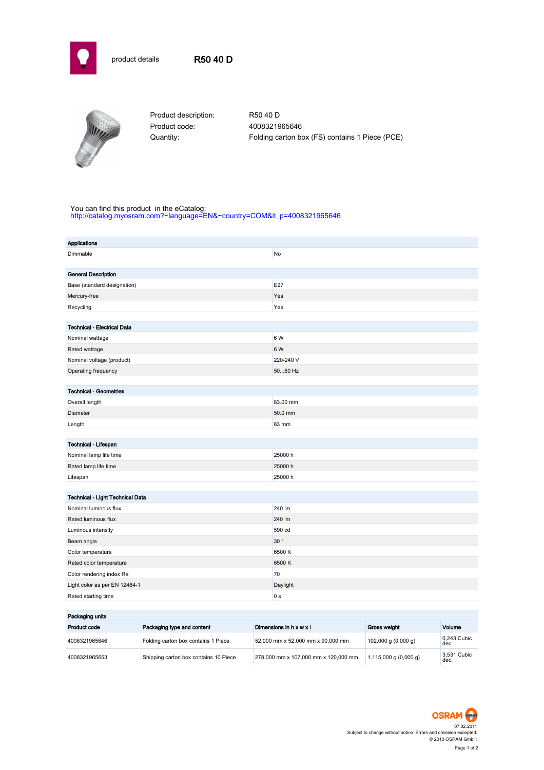# product details R50 40 D

Product description: R50 40 D

Product code: 4008321965646

Quantity: Folding carton box (FS) contains 1 Piece (PCE)

You can find this product in the eCatalog:
http://catalog.myosram.com?~language=EN&~country=COM&it_p=4008321965646

| Applications | |
|---|---|
| Dimmable | No |

| General Description | |
|---|---|
| Base (standard designation) | E27 |
| Mercury-free | Yes |
| Recycling | Yes |

| Technical - Electrical Data | |
|---|---|
| Nominal wattage | 6 W |
| Rated wattage | 6 W |
| Nominal voltage (product) | 220-240 V |
| Operating frequency | 50...60 Hz |

| Technical - Geometries | |
|---|---|
| Overall length | 83.00 mm |
| Diameter | 50.0 mm |
| Length | 83 mm |

| Technical - Lifespan | |
|---|---|
| Nominal lamp life time | 25000 h |
| Rated lamp life time | 25000 h |
| Lifespan | 25000 h |

| Technical - Light Technical Data | |
|---|---|
| Nominal luminous flux | 240 lm |
| Rated luminous flux | 240 lm |
| Luminous intensity | 590 cd |
| Beam angle | 30 ° |
| Color temperature | 6500 K |
| Rated color temperature | 6500 K |
| Color rendering index Ra | 70 |
| Light color as per EN 12464-1 | Daylight |
| Rated starting time | 0 s |

**Packaging units**

| Product code | Packaging type and content | Dimensions in h x w x l | Gross weight | Volume |
|---|---|---|---|---|
| 4008321965646 | Folding carton box contains 1 Piece | 52,000 mm x 52,000 mm x 90,000 mm | 102,000 g (0,000 g) | 0,243 Cubic dec. |
| 4008321965653 | Shipping carton box contains 10 Piece | 278,000 mm x 107,000 mm x 120,000 mm | 1.115,000 g (0,000 g) | 3,531 Cubic dec. |

OSRAM

07.02.2011

Subject to change without notice. Errors and omission excepted.

© 2010 OSRAM GmbH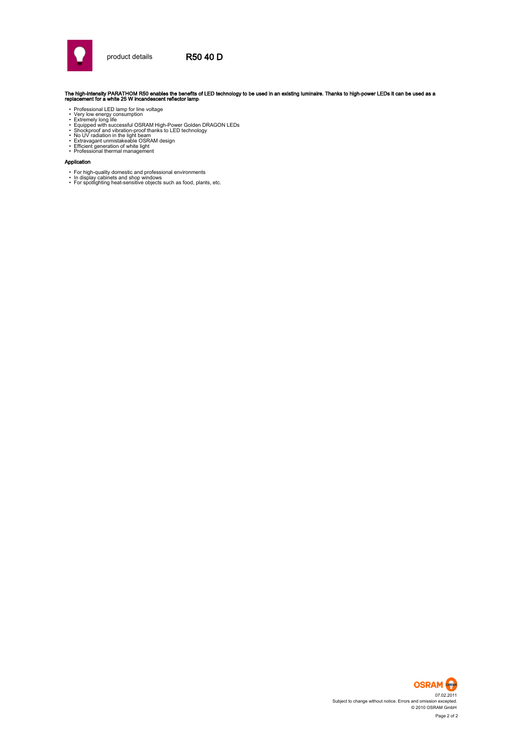product details **R50 40 D**

**The high-intensity PARATHOM R50 enables the benefits of LED technology to be used in an existing luminaire. Thanks to high-power LEDs it can be used as a replacement for a white 25 W incandescent reflector lamp.**

- Professional LED lamp for line voltage
- Very low energy consumption
- Extremely long life
- Equipped with successful OSRAM High-Power Golden DRAGON LEDs
- Shockproof and vibration-proof thanks to LED technology
- No UV radiation in the light beam
- Extravagant unmistakeable OSRAM design
- Efficient generation of white light
- Professional thermal management

**Application**

- For high-quality domestic and professional environments
- In display cabinets and shop windows
- For spotlighting heat-sensitive objects such as food, plants, etc.

07.02.2011
Subject to change without notice. Errors and omission excepted.
© 2010 OSRAM GmbH